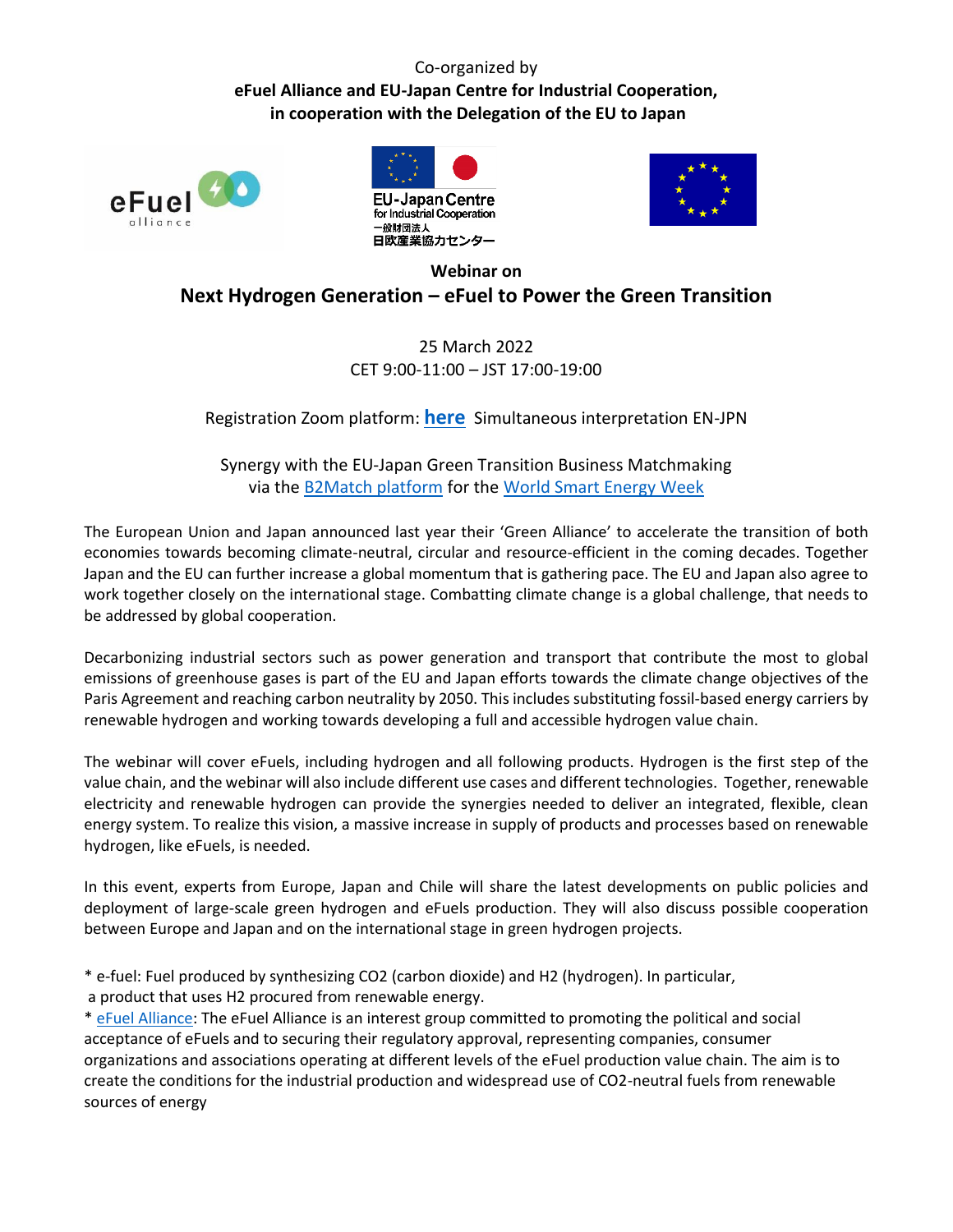Co-organized by

**eFuel Alliance and EU-Japan Centre for Industrial Cooperation, in cooperation with the Delegation of the EU to Japan**

**Webinar on**

# Next Hydrogen Generation – eFuel to Power the Green Transition

25 March 2022

CET 9:00-11:00 – JST 17:00-19:00

Registration Zoom platform: **here** Simultaneous interpretation EN-JPN

Synergy with the EU-Japan Green Transition Business Matchmaking via the B2Match platform for the World Smart Energy Week

The European Union and Japan announced last year their 'Green Alliance' to accelerate the transition of both economies towards becoming climate-neutral, circular and resource-efficient in the coming decades. Together Japan and the EU can further increase a global momentum that is gathering pace. The EU and Japan also agree to work together closely on the international stage. Combatting climate change is a global challenge, that needs to be addressed by global cooperation.

Decarbonizing industrial sectors such as power generation and transport that contribute the most to global emissions of greenhouse gases is part of the EU and Japan efforts towards the climate change objectives of the Paris Agreement and reaching carbon neutrality by 2050. This includes substituting fossil-based energy carriers by renewable hydrogen and working towards developing a full and accessible hydrogen value chain.

The webinar will cover eFuels, including hydrogen and all following products. Hydrogen is the first step of the value chain, and the webinar will also include different use cases and different technologies. Together, renewable electricity and renewable hydrogen can provide the synergies needed to deliver an integrated, flexible, clean energy system. To realize this vision, a massive increase in supply of products and processes based on renewable hydrogen, like eFuels, is needed.

In this event, experts from Europe, Japan and Chile will share the latest developments on public policies and deployment of large-scale green hydrogen and eFuels production. They will also discuss possible cooperation between Europe and Japan and on the international stage in green hydrogen projects.

* e-fuel: Fuel produced by synthesizing $CO_2$ (carbon dioxide) and $H_2$ (hydrogen). In particular, a product that uses $H_2$ procured from renewable energy.

* eFuel Alliance: The eFuel Alliance is an interest group committed to promoting the political and social acceptance of eFuels and to securing their regulatory approval, representing companies, consumer organizations and associations operating at different levels of the eFuel production value chain. The aim is to create the conditions for the industrial production and widespread use of $CO_2$-neutral fuels from renewable sources of energy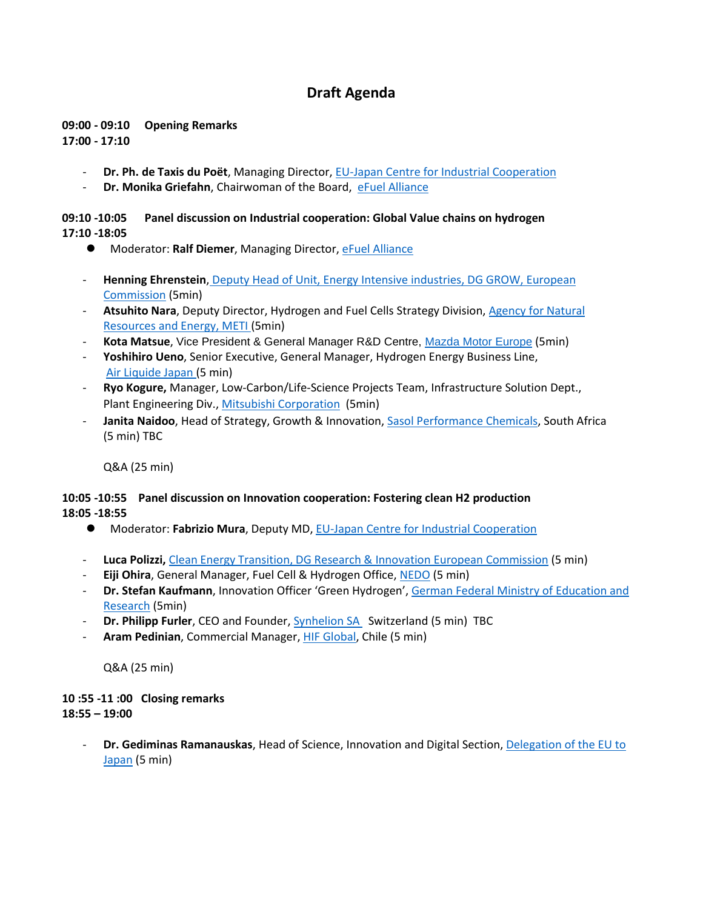# Draft Agenda

**09:00 - 09:10 Opening Remarks**
**17:00 - 17:10**

- **Dr. Ph. de Taxis du Poët**, Managing Director, EU-Japan Centre for Industrial Cooperation
- **Dr. Monika Griefahn**, Chairwoman of the Board, eFuel Alliance

**09:10 -10:05 Panel discussion on Industrial cooperation: Global Value chains on hydrogen**
**17:10 -18:05**

- Moderator: **Ralf Diemer**, Managing Director, eFuel Alliance

- **Henning Ehrenstein**, Deputy Head of Unit, Energy Intensive industries, DG GROW, European Commission (5min)
- **Atsuhito Nara**, Deputy Director, Hydrogen and Fuel Cells Strategy Division, Agency for Natural Resources and Energy, METI (5min)
- **Kota Matsue**, Vice President & General Manager R&D Centre, Mazda Motor Europe (5min)
- **Yoshihiro Ueno**, Senior Executive, General Manager, Hydrogen Energy Business Line, Air Liquide Japan (5 min)
- **Ryo Kogure,** Manager, Low-Carbon/Life-Science Projects Team, Infrastructure Solution Dept., Plant Engineering Div., Mitsubishi Corporation (5min)
- **Janita Naidoo**, Head of Strategy, Growth & Innovation, Sasol Performance Chemicals, South Africa (5 min) TBC

Q&A (25 min)

**10:05 -10:55 Panel discussion on Innovation cooperation: Fostering clean H2 production**
**18:05 -18:55**

- Moderator: **Fabrizio Mura**, Deputy MD, EU-Japan Centre for Industrial Cooperation

- **Luca Polizzi,** Clean Energy Transition, DG Research & Innovation European Commission (5 min)
- **Eiji Ohira**, General Manager, Fuel Cell & Hydrogen Office, NEDO (5 min)
- **Dr. Stefan Kaufmann**, Innovation Officer 'Green Hydrogen', German Federal Ministry of Education and Research (5min)
- **Dr. Philipp Furler**, CEO and Founder, Synhelion SA Switzerland (5 min) TBC
- **Aram Pedinian**, Commercial Manager, HIF Global, Chile (5 min)

Q&A (25 min)

**10 :55 -11 :00 Closing remarks**
**18:55 – 19:00**

- **Dr. Gediminas Ramanauskas**, Head of Science, Innovation and Digital Section, Delegation of the EU to Japan (5 min)